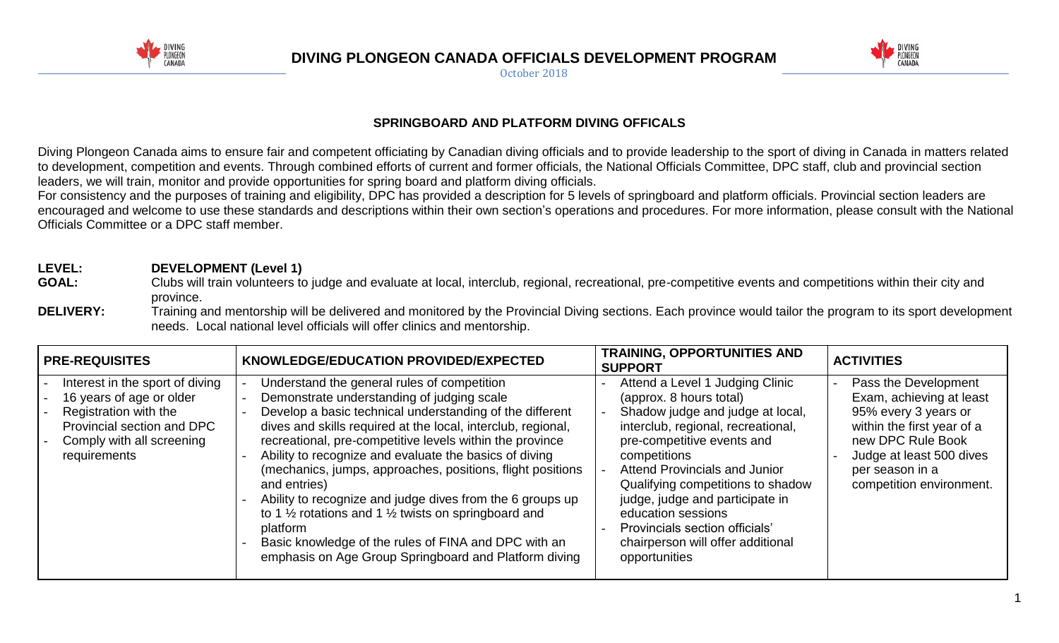# DIVING PLONGEON CANADA OFFICIALS DEVELOPMENT PROGRAM

October 2018

## SPRINGBOARD AND PLATFORM DIVING OFFICALS

Diving Plongeon Canada aims to ensure fair and competent officiating by Canadian diving officials and to provide leadership to the sport of diving in Canada in matters related to development, competition and events. Through combined efforts of current and former officials, the National Officials Committee, DPC staff, club and provincial section leaders, we will train, monitor and provide opportunities for spring board and platform diving officials.

For consistency and the purposes of training and eligibility, DPC has provided a description for 5 levels of springboard and platform officials. Provincial section leaders are encouraged and welcome to use these standards and descriptions within their own section's operations and procedures. For more information, please consult with the National Officials Committee or a DPC staff member.

**LEVEL:** **DEVELOPMENT (Level 1)**

**GOAL:** Clubs will train volunteers to judge and evaluate at local, interclub, regional, recreational, pre-competitive events and competitions within their city and province.

**DELIVERY:** Training and mentorship will be delivered and monitored by the Provincial Diving sections. Each province would tailor the program to its sport development needs. Local national level officials will offer clinics and mentorship.

| PRE-REQUISITES | KNOWLEDGE/EDUCATION PROVIDED/EXPECTED | TRAINING, OPPORTUNITIES AND SUPPORT | ACTIVITIES |
|---|---|---|---|
| - Interest in the sport of diving<br>- 16 years of age or older<br>- Registration with the Provincial section and DPC<br>- Comply with all screening requirements | - Understand the general rules of competition<br>- Demonstrate understanding of judging scale<br>- Develop a basic technical understanding of the different dives and skills required at the local, interclub, regional, recreational, pre-competitive levels within the province<br>- Ability to recognize and evaluate the basics of diving (mechanics, jumps, approaches, positions, flight positions and entries)<br>- Ability to recognize and judge dives from the 6 groups up to 1 ½ rotations and 1 ½ twists on springboard and platform<br>- Basic knowledge of the rules of FINA and DPC with an emphasis on Age Group Springboard and Platform diving | - Attend a Level 1 Judging Clinic (approx. 8 hours total)<br>- Shadow judge and judge at local, interclub, regional, recreational, pre-competitive events and competitions<br>- Attend Provincials and Junior Qualifying competitions to shadow judge, judge and participate in education sessions<br>- Provincials section officials' chairperson will offer additional opportunities | - Pass the Development Exam, achieving at least 95% every 3 years or within the first year of a new DPC Rule Book<br>- Judge at least 500 dives per season in a competition environment. |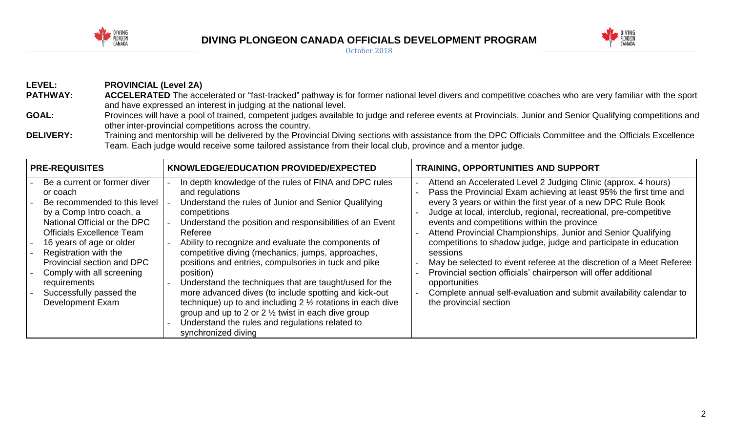**LEVEL:** **PROVINCIAL (Level 2A)**

**PATHWAY:** **ACCELERATED** The accelerated or "fast-tracked" pathway is for former national level divers and competitive coaches who are very familiar with the sport and have expressed an interest in judging at the national level.

**GOAL:** Provinces will have a pool of trained, competent judges available to judge and referee events at Provincials, Junior and Senior Qualifying competitions and other inter-provincial competitions across the country.

**DELIVERY:** Training and mentorship will be delivered by the Provincial Diving sections with assistance from the DPC Officials Committee and the Officials Excellence Team. Each judge would receive some tailored assistance from their local club, province and a mentor judge.

| PRE-REQUISITES | KNOWLEDGE/EDUCATION PROVIDED/EXPECTED | TRAINING, OPPORTUNITIES AND SUPPORT |
| --- | --- | --- |
| - Be a current or former diver or coach<br>- Be recommended to this level by a Comp Intro coach, a National Official or the DPC Officials Excellence Team<br>- 16 years of age or older<br>- Registration with the Provincial section and DPC<br>- Comply with all screening requirements<br>- Successfully passed the Development Exam | - In depth knowledge of the rules of FINA and DPC rules and regulations<br>- Understand the rules of Junior and Senior Qualifying competitions<br>- Understand the position and responsibilities of an Event Referee<br>- Ability to recognize and evaluate the components of competitive diving (mechanics, jumps, approaches, positions and entries, compulsories in tuck and pike position)<br>- Understand the techniques that are taught/used for the more advanced dives (to include spotting and kick-out technique) up to and including 2 ½ rotations in each dive group and up to 2 or 2 ½ twist in each dive group<br>- Understand the rules and regulations related to synchronized diving | - Attend an Accelerated Level 2 Judging Clinic (approx. 4 hours)<br>- Pass the Provincial Exam achieving at least 95% the first time and every 3 years or within the first year of a new DPC Rule Book<br>- Judge at local, interclub, regional, recreational, pre-competitive events and competitions within the province<br>- Attend Provincial Championships, Junior and Senior Qualifying competitions to shadow judge, judge and participate in education sessions<br>- May be selected to event referee at the discretion of a Meet Referee<br>- Provincial section officials' chairperson will offer additional opportunities<br>- Complete annual self-evaluation and submit availability calendar to the provincial section |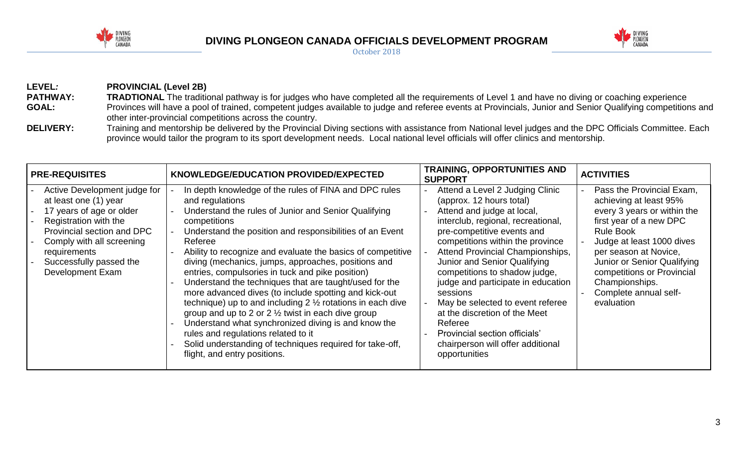# DIVING PLONGEON CANADA OFFICIALS DEVELOPMENT PROGRAM

October 2018

**LEVEL:** **PROVINCIAL (Level 2B)**

**PATHWAY:** **TRADTIONAL** The traditional pathway is for judges who have completed all the requirements of Level 1 and have no diving or coaching experience

**GOAL:** Provinces will have a pool of trained, competent judges available to judge and referee events at Provincials, Junior and Senior Qualifying competitions and other inter-provincial competitions across the country.

**DELIVERY:** Training and mentorship be delivered by the Provincial Diving sections with assistance from National level judges and the DPC Officials Committee. Each province would tailor the program to its sport development needs. Local national level officials will offer clinics and mentorship.

| PRE-REQUISITES | KNOWLEDGE/EDUCATION PROVIDED/EXPECTED | TRAINING, OPPORTUNITIES AND SUPPORT | ACTIVITIES |
|---|---|---|---|
| - Active Development judge for at least one (1) year<br>- 17 years of age or older<br>- Registration with the Provincial section and DPC<br>- Comply with all screening requirements<br>- Successfully passed the Development Exam | - In depth knowledge of the rules of FINA and DPC rules and regulations<br>- Understand the rules of Junior and Senior Qualifying competitions<br>- Understand the position and responsibilities of an Event Referee<br>- Ability to recognize and evaluate the basics of competitive diving (mechanics, jumps, approaches, positions and entries, compulsories in tuck and pike position)<br>- Understand the techniques that are taught/used for the more advanced dives (to include spotting and kick-out technique) up to and including 2 ½ rotations in each dive group and up to 2 or 2 ½ twist in each dive group<br>- Understand what synchronized diving is and know the rules and regulations related to it<br>- Solid understanding of techniques required for take-off, flight, and entry positions. | - Attend a Level 2 Judging Clinic (approx. 12 hours total)<br>- Attend and judge at local, interclub, regional, recreational, pre-competitive events and competitions within the province<br>- Attend Provincial Championships, Junior and Senior Qualifying competitions to shadow judge, judge and participate in education sessions<br>- May be selected to event referee at the discretion of the Meet Referee<br>- Provincial section officials' chairperson will offer additional opportunities | - Pass the Provincial Exam, achieving at least 95% every 3 years or within the first year of a new DPC Rule Book<br>- Judge at least 1000 dives per season at Novice, Junior or Senior Qualifying competitions or Provincial Championships.<br>- Complete annual self-evaluation |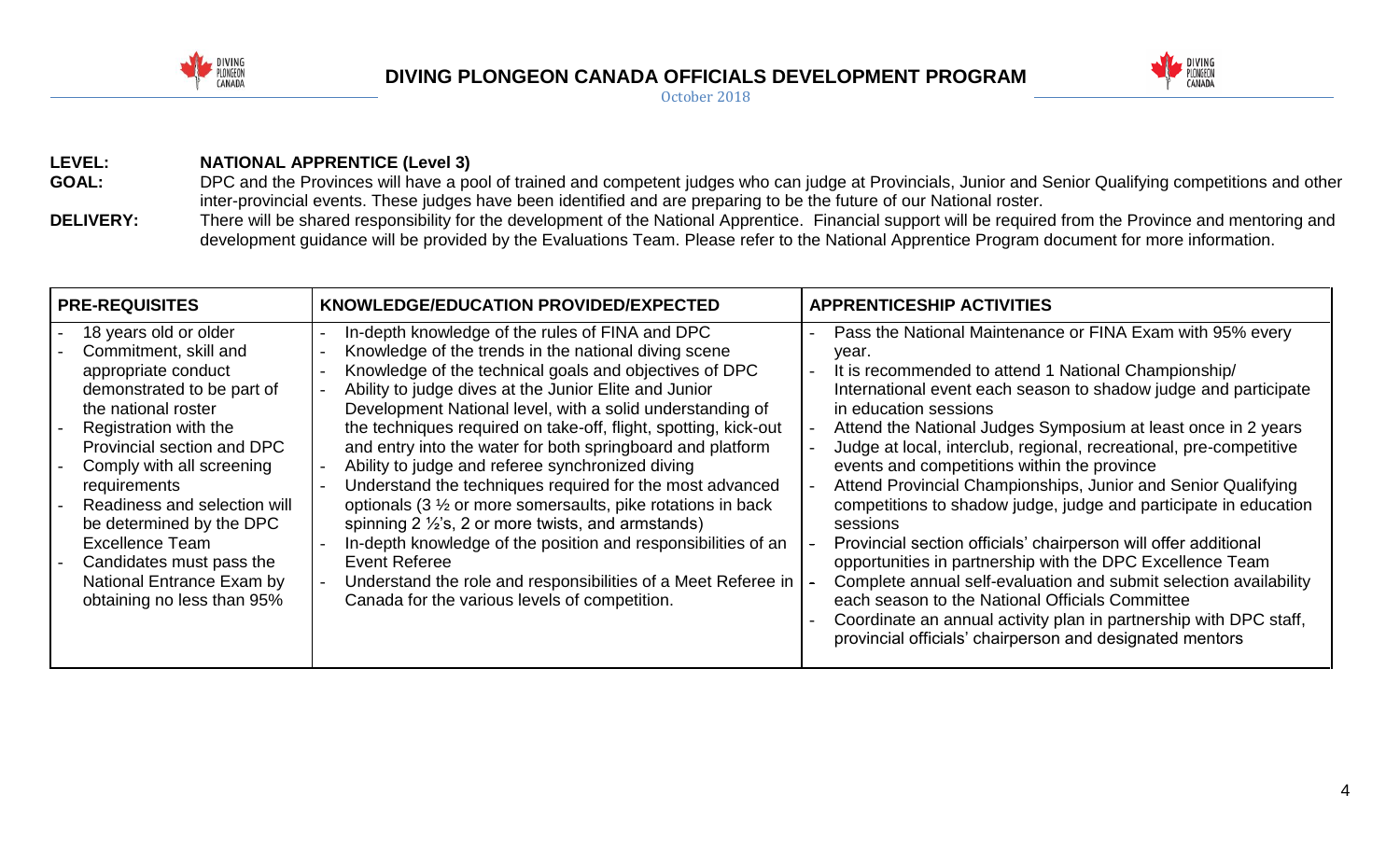**LEVEL:** **NATIONAL APPRENTICE (Level 3)**

**GOAL:** DPC and the Provinces will have a pool of trained and competent judges who can judge at Provincials, Junior and Senior Qualifying competitions and other inter-provincial events. These judges have been identified and are preparing to be the future of our National roster.

**DELIVERY:** There will be shared responsibility for the development of the National Apprentice. Financial support will be required from the Province and mentoring and development guidance will be provided by the Evaluations Team. Please refer to the National Apprentice Program document for more information.

| PRE-REQUISITES | KNOWLEDGE/EDUCATION PROVIDED/EXPECTED | APPRENTICESHIP ACTIVITIES |
|---|---|---|
| - 18 years old or older<br>- Commitment, skill and appropriate conduct demonstrated to be part of the national roster<br>- Registration with the Provincial section and DPC<br>- Comply with all screening requirements<br>- Readiness and selection will be determined by the DPC Excellence Team<br>- Candidates must pass the National Entrance Exam by obtaining no less than 95% | - In-depth knowledge of the rules of FINA and DPC<br>- Knowledge of the trends in the national diving scene<br>- Knowledge of the technical goals and objectives of DPC<br>- Ability to judge dives at the Junior Elite and Junior Development National level, with a solid understanding of the techniques required on take-off, flight, spotting, kick-out and entry into the water for both springboard and platform<br>- Ability to judge and referee synchronized diving<br>- Understand the techniques required for the most advanced optionals (3 ½ or more somersaults, pike rotations in back spinning 2 ½'s, 2 or more twists, and armstands)<br>- In-depth knowledge of the position and responsibilities of an Event Referee<br>- Understand the role and responsibilities of a Meet Referee in Canada for the various levels of competition. | - Pass the National Maintenance or FINA Exam with 95% every year.<br>- It is recommended to attend 1 National Championship/ International event each season to shadow judge and participate in education sessions<br>- Attend the National Judges Symposium at least once in 2 years<br>- Judge at local, interclub, regional, recreational, pre-competitive events and competitions within the province<br>- Attend Provincial Championships, Junior and Senior Qualifying competitions to shadow judge, judge and participate in education sessions<br>- Provincial section officials' chairperson will offer additional opportunities in partnership with the DPC Excellence Team<br>- Complete annual self-evaluation and submit selection availability each season to the National Officials Committee<br>- Coordinate an annual activity plan in partnership with DPC staff, provincial officials' chairperson and designated mentors |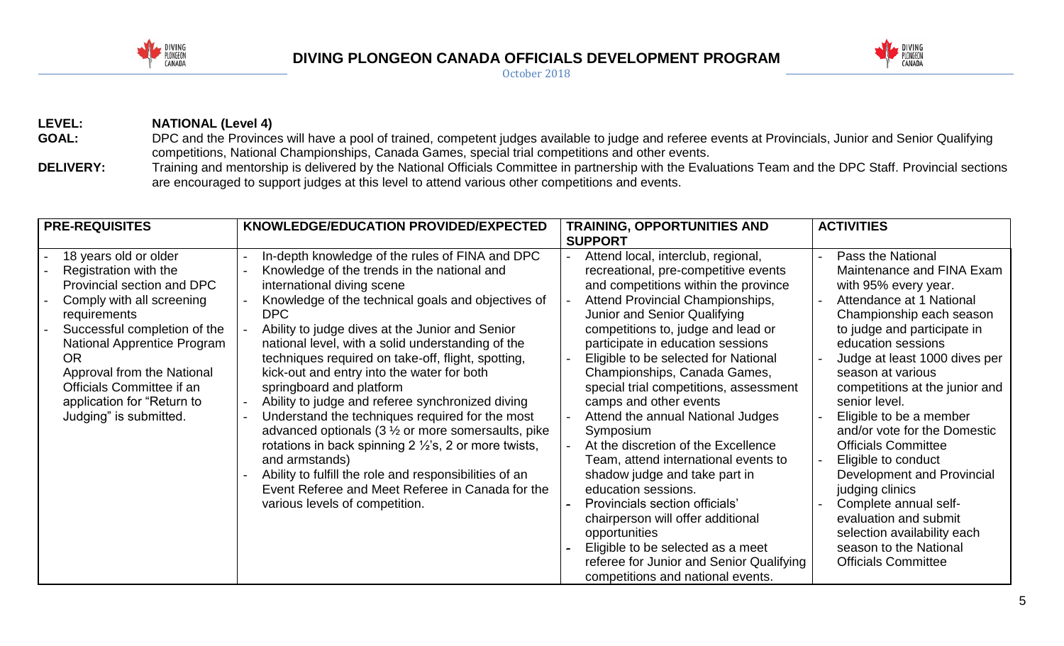**LEVEL:** **NATIONAL (Level 4)**

**GOAL:** DPC and the Provinces will have a pool of trained, competent judges available to judge and referee events at Provincials, Junior and Senior Qualifying competitions, National Championships, Canada Games, special trial competitions and other events.

**DELIVERY:** Training and mentorship is delivered by the National Officials Committee in partnership with the Evaluations Team and the DPC Staff. Provincial sections are encouraged to support judges at this level to attend various other competitions and events.

| PRE-REQUISITES | KNOWLEDGE/EDUCATION PROVIDED/EXPECTED | TRAINING, OPPORTUNITIES AND SUPPORT | ACTIVITIES |
|---|---|---|---|
| - 18 years old or older<br>- Registration with the Provincial section and DPC<br>- Comply with all screening requirements<br>- Successful completion of the National Apprentice Program<br>OR<br>Approval from the National Officials Committee if an application for "Return to Judging" is submitted. | - In-depth knowledge of the rules of FINA and DPC<br>- Knowledge of the trends in the national and international diving scene<br>- Knowledge of the technical goals and objectives of DPC<br>- Ability to judge dives at the Junior and Senior national level, with a solid understanding of the techniques required on take-off, flight, spotting, kick-out and entry into the water for both springboard and platform<br>- Ability to judge and referee synchronized diving<br>- Understand the techniques required for the most advanced optionals (3 ½ or more somersaults, pike rotations in back spinning 2 ½'s, 2 or more twists, and armstands)<br>- Ability to fulfill the role and responsibilities of an Event Referee and Meet Referee in Canada for the various levels of competition. | - Attend local, interclub, regional, recreational, pre-competitive events and competitions within the province<br>- Attend Provincial Championships, Junior and Senior Qualifying competitions to, judge and lead or participate in education sessions<br>- Eligible to be selected for National Championships, Canada Games, special trial competitions, assessment camps and other events<br>- Attend the annual National Judges Symposium<br>- At the discretion of the Excellence Team, attend international events to shadow judge and take part in education sessions.<br>- Provincials section officials' chairperson will offer additional opportunities<br>- Eligible to be selected as a meet referee for Junior and Senior Qualifying competitions and national events. | - Pass the National Maintenance and FINA Exam with 95% every year.<br>- Attendance at 1 National Championship each season to judge and participate in education sessions<br>- Judge at least 1000 dives per season at various competitions at the junior and senior level.<br>- Eligible to be a member and/or vote for the Domestic Officials Committee<br>- Eligible to conduct Development and Provincial judging clinics<br>- Complete annual self-evaluation and submit selection availability each season to the National Officials Committee |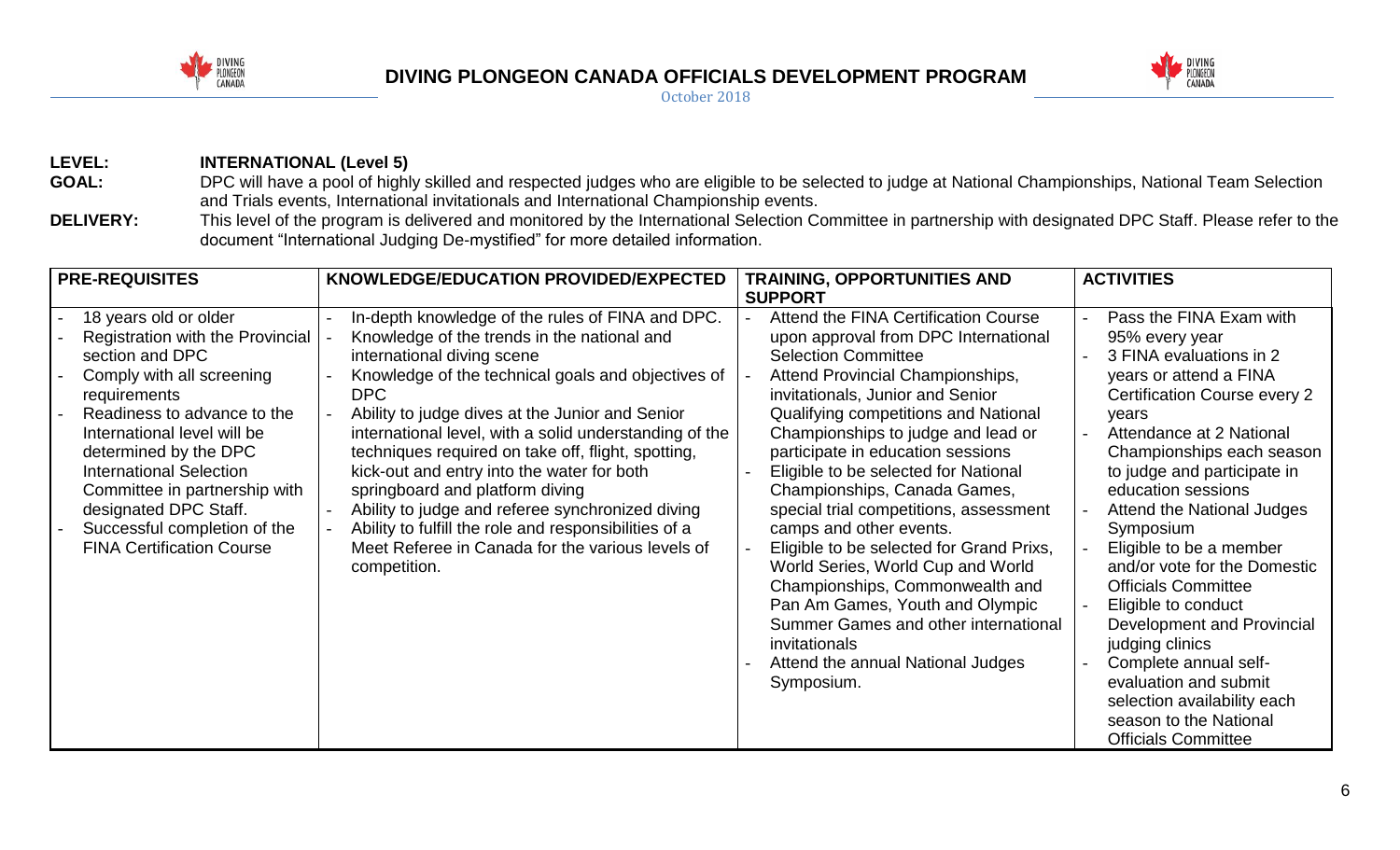**LEVEL:** **INTERNATIONAL (Level 5)**

**GOAL:** DPC will have a pool of highly skilled and respected judges who are eligible to be selected to judge at National Championships, National Team Selection and Trials events, International invitationals and International Championship events.

**DELIVERY:** This level of the program is delivered and monitored by the International Selection Committee in partnership with designated DPC Staff. Please refer to the document "International Judging De-mystified" for more detailed information.

| PRE-REQUISITES | KNOWLEDGE/EDUCATION PROVIDED/EXPECTED | TRAINING, OPPORTUNITIES AND SUPPORT | ACTIVITIES |
|---|---|---|---|
| - 18 years old or older<br>- Registration with the Provincial section and DPC<br>- Comply with all screening requirements<br>- Readiness to advance to the International level will be determined by the DPC International Selection Committee in partnership with designated DPC Staff.<br>- Successful completion of the FINA Certification Course | - In-depth knowledge of the rules of FINA and DPC.<br>- Knowledge of the trends in the national and international diving scene<br>- Knowledge of the technical goals and objectives of DPC<br>- Ability to judge dives at the Junior and Senior international level, with a solid understanding of the techniques required on take off, flight, spotting, kick-out and entry into the water for both springboard and platform diving<br>- Ability to judge and referee synchronized diving<br>- Ability to fulfill the role and responsibilities of a Meet Referee in Canada for the various levels of competition. | - Attend the FINA Certification Course upon approval from DPC International Selection Committee<br>- Attend Provincial Championships, invitationals, Junior and Senior Qualifying competitions and National Championships to judge and lead or participate in education sessions<br>- Eligible to be selected for National Championships, Canada Games, special trial competitions, assessment camps and other events.<br>- Eligible to be selected for Grand Prixs, World Series, World Cup and World Championships, Commonwealth and Pan Am Games, Youth and Olympic Summer Games and other international invitationals<br>- Attend the annual National Judges Symposium. | - Pass the FINA Exam with 95% every year<br>- 3 FINA evaluations in 2 years or attend a FINA Certification Course every 2 years<br>- Attendance at 2 National Championships each season to judge and participate in education sessions<br>- Attend the National Judges Symposium<br>- Eligible to be a member and/or vote for the Domestic Officials Committee<br>- Eligible to conduct Development and Provincial judging clinics<br>- Complete annual self-evaluation and submit selection availability each season to the National Officials Committee |